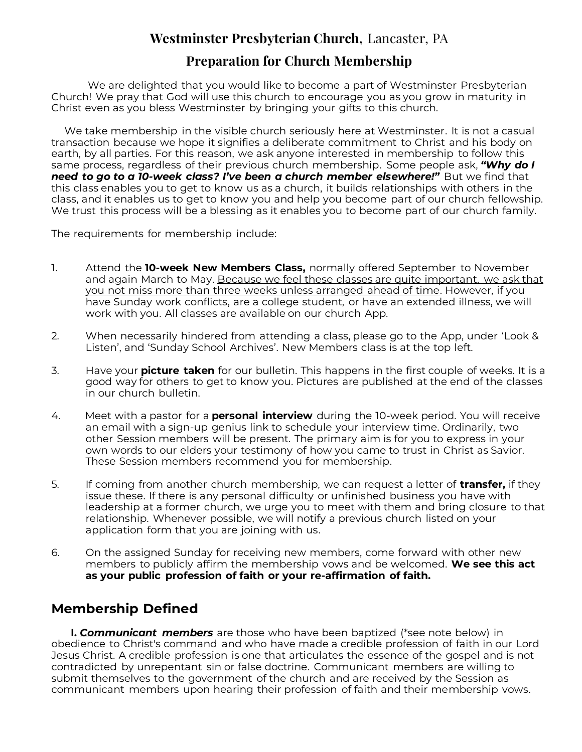# Westminster Presbyterian Church, Lancaster, PA

## Preparation for Church Membership

We are delighted that you would like to become a part of Westminster Presbyterian Church! We pray that God will use this church to encourage you as you grow in maturity in Christ even as you bless Westminster by bringing your gifts to this church.

We take membership in the visible church seriously here at Westminster. It is not a casual transaction because we hope it signifies a deliberate commitment to Christ and his body on earth, by all parties. For this reason, we ask anyone interested in membership to follow this same process, regardless of their previous church membership. Some people ask, ***"Why do I need to go to a 10-week class? I've been a church member elsewhere!"*** But we find that this class enables you to get to know us as a church, it builds relationships with others in the class, and it enables us to get to know you and help you become part of our church fellowship. We trust this process will be a blessing as it enables you to become part of our church family.

The requirements for membership include:

1. Attend the **10-week New Members Class,** normally offered September to November and again March to May. <u>Because we feel these classes are quite important, we ask that you not miss more than three weeks unless arranged ahead of time</u>. However, if you have Sunday work conflicts, are a college student, or have an extended illness, we will work with you. All classes are available on our church App.

2. When necessarily hindered from attending a class, please go to the App, under 'Look & Listen', and 'Sunday School Archives'. New Members class is at the top left.

3. Have your **picture taken** for our bulletin. This happens in the first couple of weeks. It is a good way for others to get to know you. Pictures are published at the end of the classes in our church bulletin.

4. Meet with a pastor for a **personal interview** during the 10-week period. You will receive an email with a sign-up genius link to schedule your interview time. Ordinarily, two other Session members will be present. The primary aim is for you to express in your own words to our elders your testimony of how you came to trust in Christ as Savior. These Session members recommend you for membership.

5. If coming from another church membership, we can request a letter of **transfer,** if they issue these. If there is any personal difficulty or unfinished business you have with leadership at a former church, we urge you to meet with them and bring closure to that relationship. Whenever possible, we will notify a previous church listed on your application form that you are joining with us.

6. On the assigned Sunday for receiving new members, come forward with other new members to publicly affirm the membership vows and be welcomed. **We see this act as your public profession of faith or your re-affirmation of faith.**

## Membership Defined

**I. *<u>Communicant members</u>*** are those who have been baptized (*see note below) in obedience to Christ's command and who have made a credible profession of faith in our Lord Jesus Christ. A credible profession is one that articulates the essence of the gospel and is not contradicted by unrepentant sin or false doctrine. Communicant members are willing to submit themselves to the government of the church and are received by the Session as communicant members upon hearing their profession of faith and their membership vows.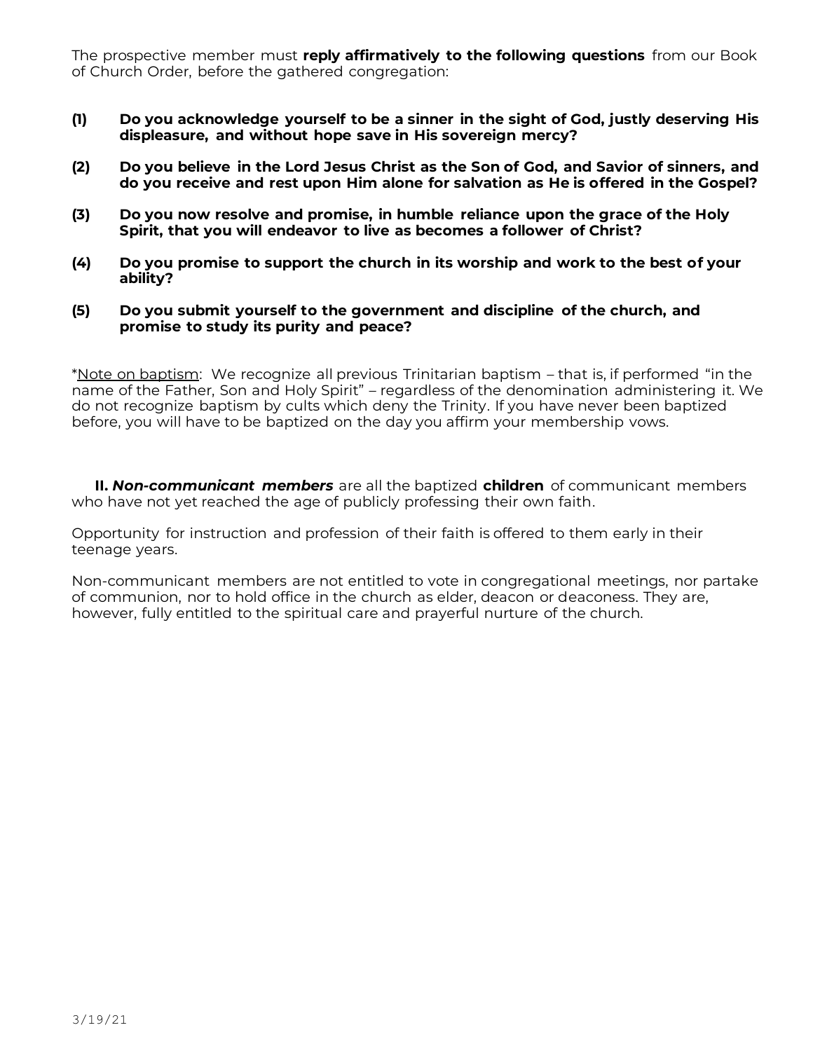The prospective member must **reply affirmatively to the following questions** from our Book of Church Order, before the gathered congregation:

**(1) Do you acknowledge yourself to be a sinner in the sight of God, justly deserving His displeasure, and without hope save in His sovereign mercy?**

**(2) Do you believe in the Lord Jesus Christ as the Son of God, and Savior of sinners, and do you receive and rest upon Him alone for salvation as He is offered in the Gospel?**

**(3) Do you now resolve and promise, in humble reliance upon the grace of the Holy Spirit, that you will endeavor to live as becomes a follower of Christ?**

**(4) Do you promise to support the church in its worship and work to the best of your ability?**

**(5) Do you submit yourself to the government and discipline of the church, and promise to study its purity and peace?**

*<u>Note on baptism</u>: We recognize all previous Trinitarian baptism – that is, if performed "in the name of the Father, Son and Holy Spirit" – regardless of the denomination administering it. We do not recognize baptism by cults which deny the Trinity. If you have never been baptized before, you will have to be baptized on the day you affirm your membership vows.

**II. *Non-communicant members*** are all the baptized **children** of communicant members who have not yet reached the age of publicly professing their own faith.

Opportunity for instruction and profession of their faith is offered to them early in their teenage years.

Non-communicant members are not entitled to vote in congregational meetings, nor partake of communion, nor to hold office in the church as elder, deacon or deaconess. They are, however, fully entitled to the spiritual care and prayerful nurture of the church.

3/19/21